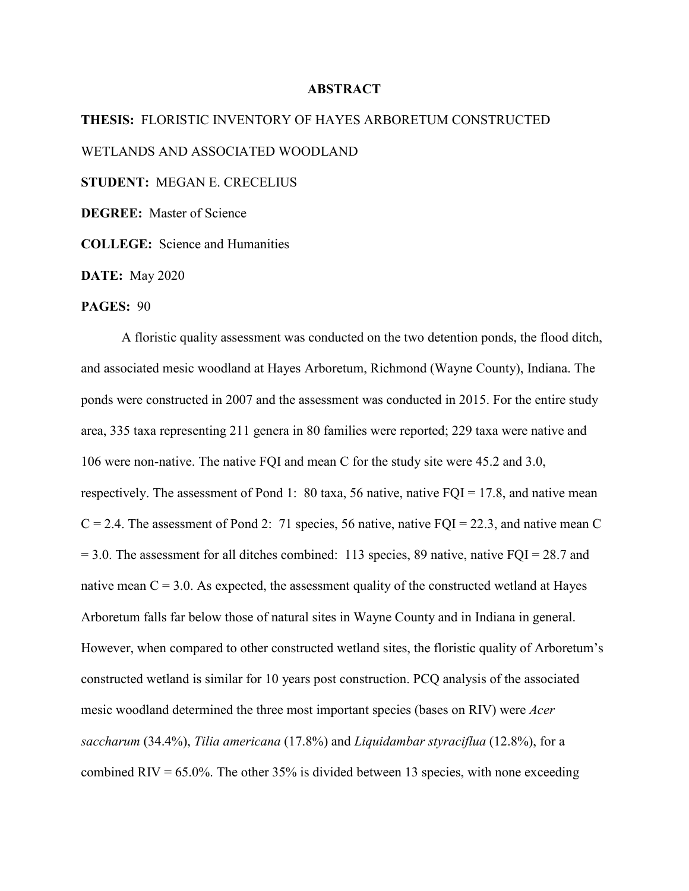# ABSTRACT

**THESIS:** FLORISTIC INVENTORY OF HAYES ARBORETUM CONSTRUCTED WETLANDS AND ASSOCIATED WOODLAND

**STUDENT:** MEGAN E. CRECELIUS

**DEGREE:** Master of Science

**COLLEGE:** Science and Humanities

**DATE:** May 2020

**PAGES:** 90

A floristic quality assessment was conducted on the two detention ponds, the flood ditch, and associated mesic woodland at Hayes Arboretum, Richmond (Wayne County), Indiana. The ponds were constructed in 2007 and the assessment was conducted in 2015. For the entire study area, 335 taxa representing 211 genera in 80 families were reported; 229 taxa were native and 106 were non-native. The native FQI and mean C for the study site were 45.2 and 3.0, respectively. The assessment of Pond 1: 80 taxa, 56 native, native FQI = 17.8, and native mean C = 2.4. The assessment of Pond 2: 71 species, 56 native, native FQI = 22.3, and native mean C = 3.0. The assessment for all ditches combined: 113 species, 89 native, native FQI = 28.7 and native mean C = 3.0. As expected, the assessment quality of the constructed wetland at Hayes Arboretum falls far below those of natural sites in Wayne County and in Indiana in general. However, when compared to other constructed wetland sites, the floristic quality of Arboretum's constructed wetland is similar for 10 years post construction. PCQ analysis of the associated mesic woodland determined the three most important species (bases on RIV) were *Acer saccharum* (34.4%), *Tilia americana* (17.8%) and *Liquidambar styraciflua* (12.8%), for a combined RIV = 65.0%. The other 35% is divided between 13 species, with none exceeding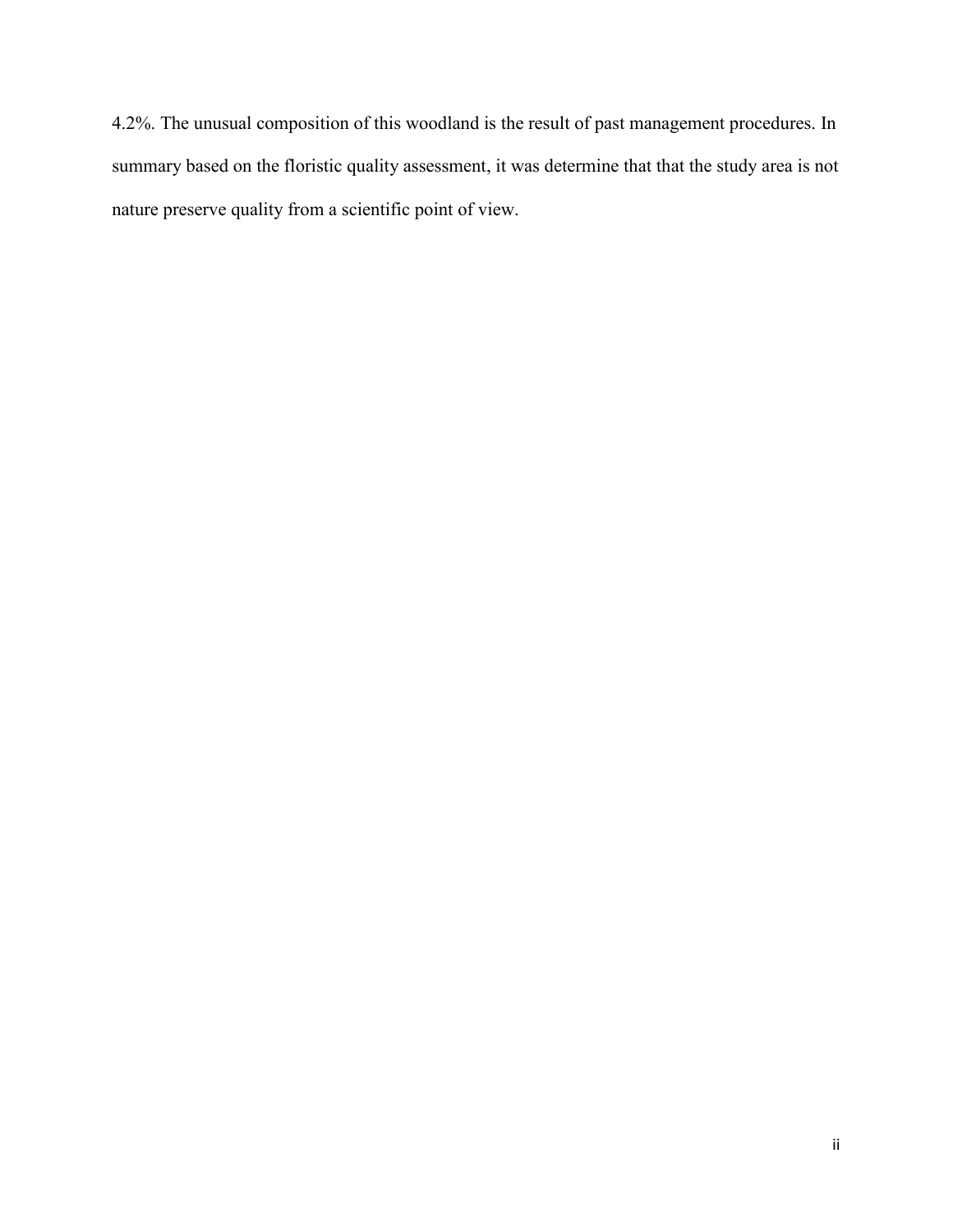4.2%. The unusual composition of this woodland is the result of past management procedures. In summary based on the floristic quality assessment, it was determine that that the study area is not nature preserve quality from a scientific point of view.